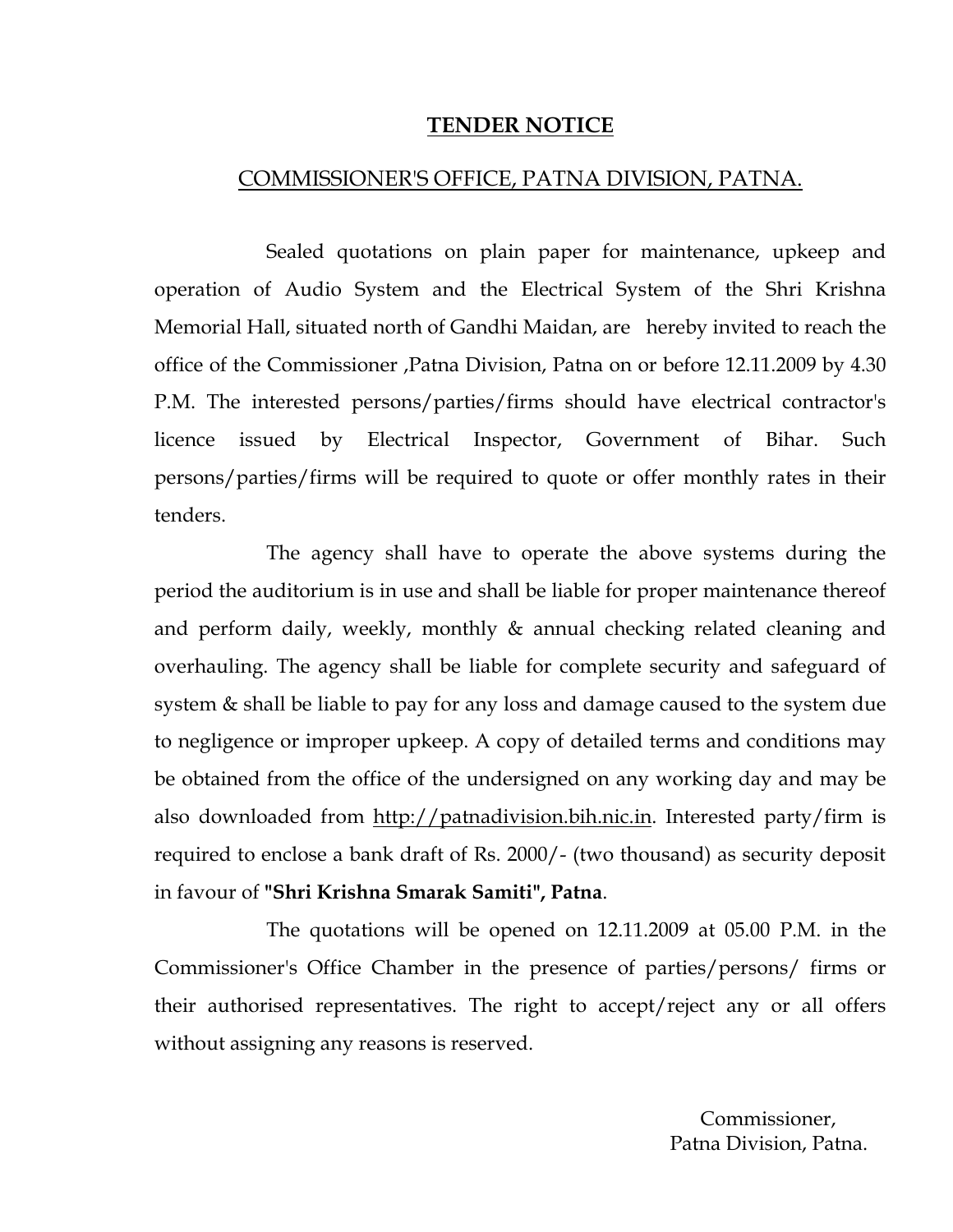# TENDER NOTICE

## COMMISSIONER'S OFFICE, PATNA DIVISION, PATNA.

Sealed quotations on plain paper for maintenance, upkeep and operation of Audio System and the Electrical System of the Shri Krishna Memorial Hall, situated north of Gandhi Maidan, are hereby invited to reach the office of the Commissioner ,Patna Division, Patna on or before 12.11.2009 by 4.30 P.M. The interested persons/parties/firms should have electrical contractor's licence issued by Electrical Inspector, Government of Bihar. Such persons/parties/firms will be required to quote or offer monthly rates in their tenders.

The agency shall have to operate the above systems during the period the auditorium is in use and shall be liable for proper maintenance thereof and perform daily, weekly, monthly & annual checking related cleaning and overhauling. The agency shall be liable for complete security and safeguard of system & shall be liable to pay for any loss and damage caused to the system due to negligence or improper upkeep. A copy of detailed terms and conditions may be obtained from the office of the undersigned on any working day and may be also downloaded from http://patnadivision.bih.nic.in. Interested party/firm is required to enclose a bank draft of Rs. 2000/- (two thousand) as security deposit in favour of **"Shri Krishna Smarak Samiti", Patna**.

The quotations will be opened on 12.11.2009 at 05.00 P.M. in the Commissioner's Office Chamber in the presence of parties/persons/ firms or their authorised representatives. The right to accept/reject any or all offers without assigning any reasons is reserved.

Commissioner,
Patna Division, Patna.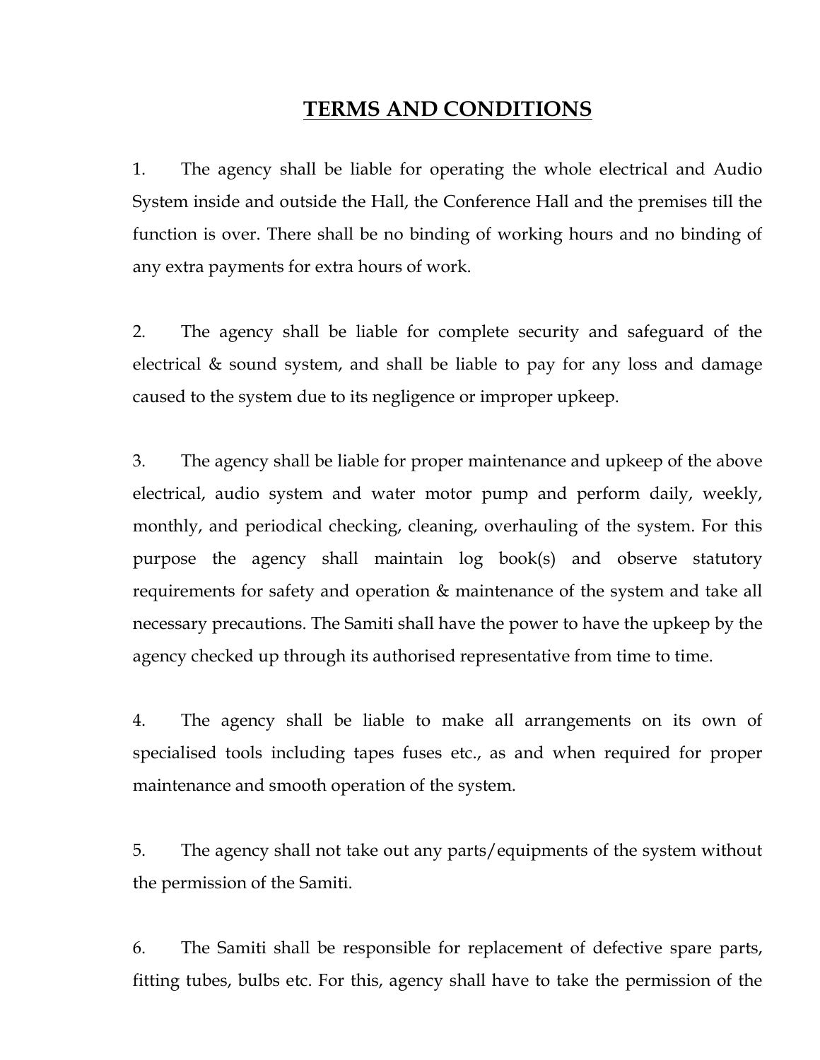# TERMS AND CONDITIONS

1. The agency shall be liable for operating the whole electrical and Audio System inside and outside the Hall, the Conference Hall and the premises till the function is over. There shall be no binding of working hours and no binding of any extra payments for extra hours of work.

2. The agency shall be liable for complete security and safeguard of the electrical & sound system, and shall be liable to pay for any loss and damage caused to the system due to its negligence or improper upkeep.

3. The agency shall be liable for proper maintenance and upkeep of the above electrical, audio system and water motor pump and perform daily, weekly, monthly, and periodical checking, cleaning, overhauling of the system. For this purpose the agency shall maintain log book(s) and observe statutory requirements for safety and operation & maintenance of the system and take all necessary precautions. The Samiti shall have the power to have the upkeep by the agency checked up through its authorised representative from time to time.

4. The agency shall be liable to make all arrangements on its own of specialised tools including tapes fuses etc., as and when required for proper maintenance and smooth operation of the system.

5. The agency shall not take out any parts/equipments of the system without the permission of the Samiti.

6. The Samiti shall be responsible for replacement of defective spare parts, fitting tubes, bulbs etc. For this, agency shall have to take the permission of the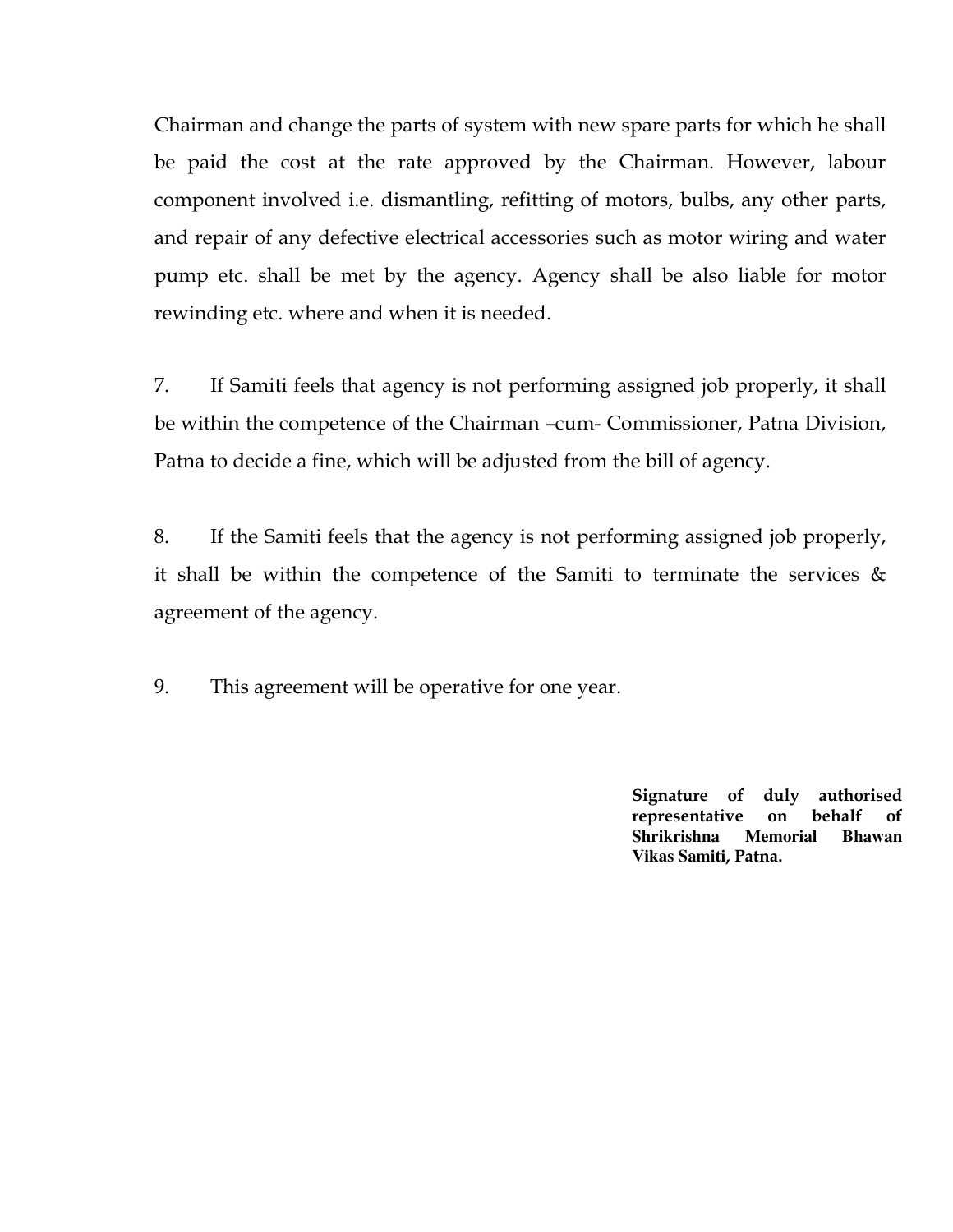Chairman and change the parts of system with new spare parts for which he shall be paid the cost at the rate approved by the Chairman. However, labour component involved i.e. dismantling, refitting of motors, bulbs, any other parts, and repair of any defective electrical accessories such as motor wiring and water pump etc. shall be met by the agency. Agency shall be also liable for motor rewinding etc. where and when it is needed.

7. If Samiti feels that agency is not performing assigned job properly, it shall be within the competence of the Chairman –cum- Commissioner, Patna Division, Patna to decide a fine, which will be adjusted from the bill of agency.

8. If the Samiti feels that the agency is not performing assigned job properly, it shall be within the competence of the Samiti to terminate the services & agreement of the agency.

9. This agreement will be operative for one year.

**Signature of duly authorised representative on behalf of Shrikrishna Memorial Bhawan Vikas Samiti, Patna.**